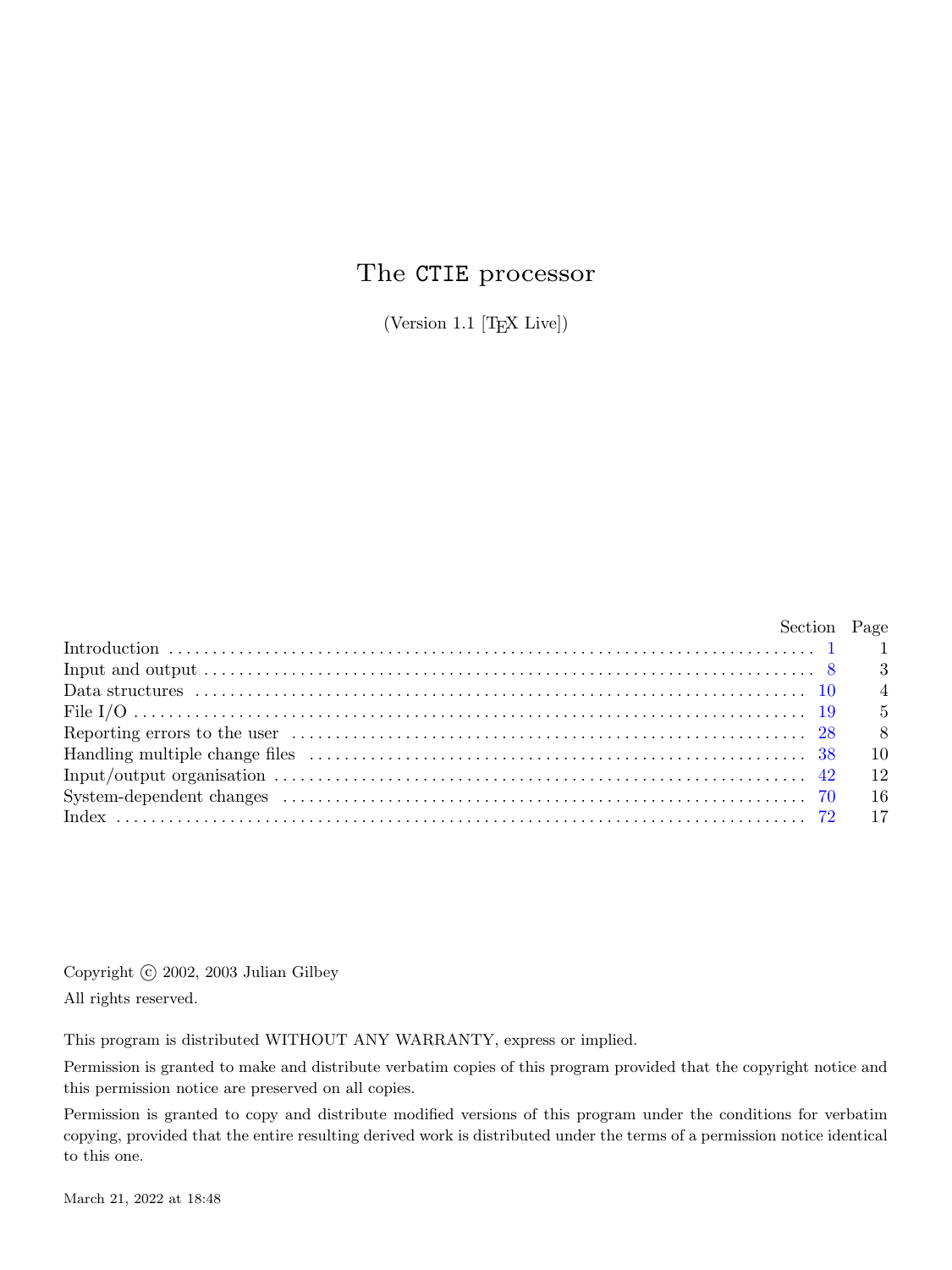# The CTIE processor

(Version 1.1 [TEX Live])

| | Section | Page |
|---|---|---|
| Introduction | 1 | 1 |
| Input and output | 8 | 3 |
| Data structures | 10 | 4 |
| File I/O | 19 | 5 |
| Reporting errors to the user | 28 | 8 |
| Handling multiple change files | 38 | 10 |
| Input/output organisation | 42 | 12 |
| System-dependent changes | 70 | 16 |
| Index | 72 | 17 |

Copyright © 2002, 2003 Julian Gilbey

All rights reserved.

This program is distributed WITHOUT ANY WARRANTY, express or implied.

Permission is granted to make and distribute verbatim copies of this program provided that the copyright notice and this permission notice are preserved on all copies.

Permission is granted to copy and distribute modified versions of this program under the conditions for verbatim copying, provided that the entire resulting derived work is distributed under the terms of a permission notice identical to this one.

March 21, 2022 at 18:48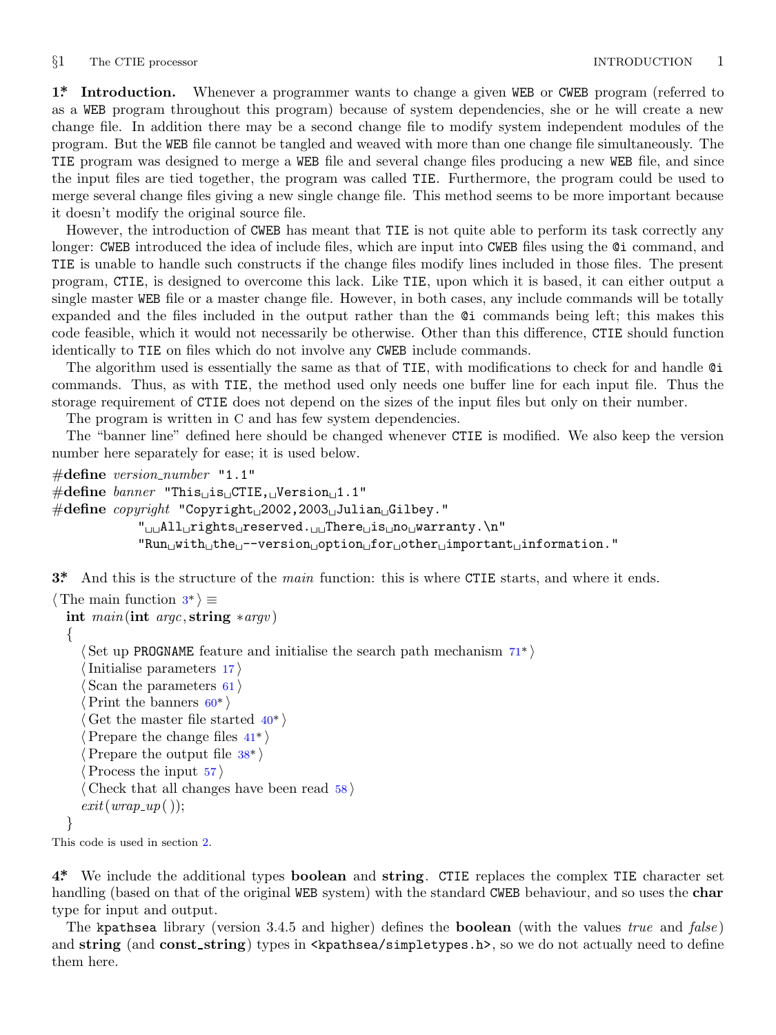**1\* Introduction.** Whenever a programmer wants to change a given WEB or CWEB program (referred to as a WEB program throughout this program) because of system dependencies, she or he will create a new change file. In addition there may be a second change file to modify system independent modules of the program. But the WEB file cannot be tangled and weaved with more than one change file simultaneously. The TIE program was designed to merge a WEB file and several change files producing a new WEB file, and since the input files are tied together, the program was called TIE. Furthermore, the program could be used to merge several change files giving a new single change file. This method seems to be more important because it doesn't modify the original source file.

However, the introduction of CWEB has meant that TIE is not quite able to perform its task correctly any longer: CWEB introduced the idea of include files, which are input into CWEB files using the @i command, and TIE is unable to handle such constructs if the change files modify lines included in those files. The present program, CTIE, is designed to overcome this lack. Like TIE, upon which it is based, it can either output a single master WEB file or a master change file. However, in both cases, any include commands will be totally expanded and the files included in the output rather than the @i commands being left; this makes this code feasible, which it would not necessarily be otherwise. Other than this difference, CTIE should function identically to TIE on files which do not involve any CWEB include commands.

The algorithm used is essentially the same as that of TIE, with modifications to check for and handle @i commands. Thus, as with TIE, the method used only needs one buffer line for each input file. Thus the storage requirement of CTIE does not depend on the sizes of the input files but only on their number.

The program is written in C and has few system dependencies.

The "banner line" defined here should be changed whenever CTIE is modified. We also keep the version number here separately for ease; it is used below.

```
#define version_number "1.1"
#define banner "This is CTIE, Version 1.1"
#define copyright "Copyright 2002,2003 Julian Gilbey."
        "  All rights reserved.  There is no warranty.\n"
        "Run with the --version option for other important information."
```

**3\*** And this is the structure of the *main* function: this is where CTIE starts, and where it ends.

```
⟨The main function 3*⟩ ≡
  int main(int argc, string *argv)
  {
    ⟨Set up PROGNAME feature and initialise the search path mechanism 71*⟩
    ⟨Initialise parameters 17⟩
    ⟨Scan the parameters 61⟩
    ⟨Print the banners 60*⟩
    ⟨Get the master file started 40*⟩
    ⟨Prepare the change files 41*⟩
    ⟨Prepare the output file 38*⟩
    ⟨Process the input 57⟩
    ⟨Check that all changes have been read 58⟩
    exit(wrap_up());
  }
```

This code is used in section 2.

**4\*** We include the additional types **boolean** and **string**. CTIE replaces the complex TIE character set handling (based on that of the original WEB system) with the standard CWEB behaviour, and so uses the **char** type for input and output.

The kpathsea library (version 3.4.5 and higher) defines the **boolean** (with the values *true* and *false*) and **string** (and **const_string**) types in <kpathsea/simpletypes.h>, so we do not actually need to define them here.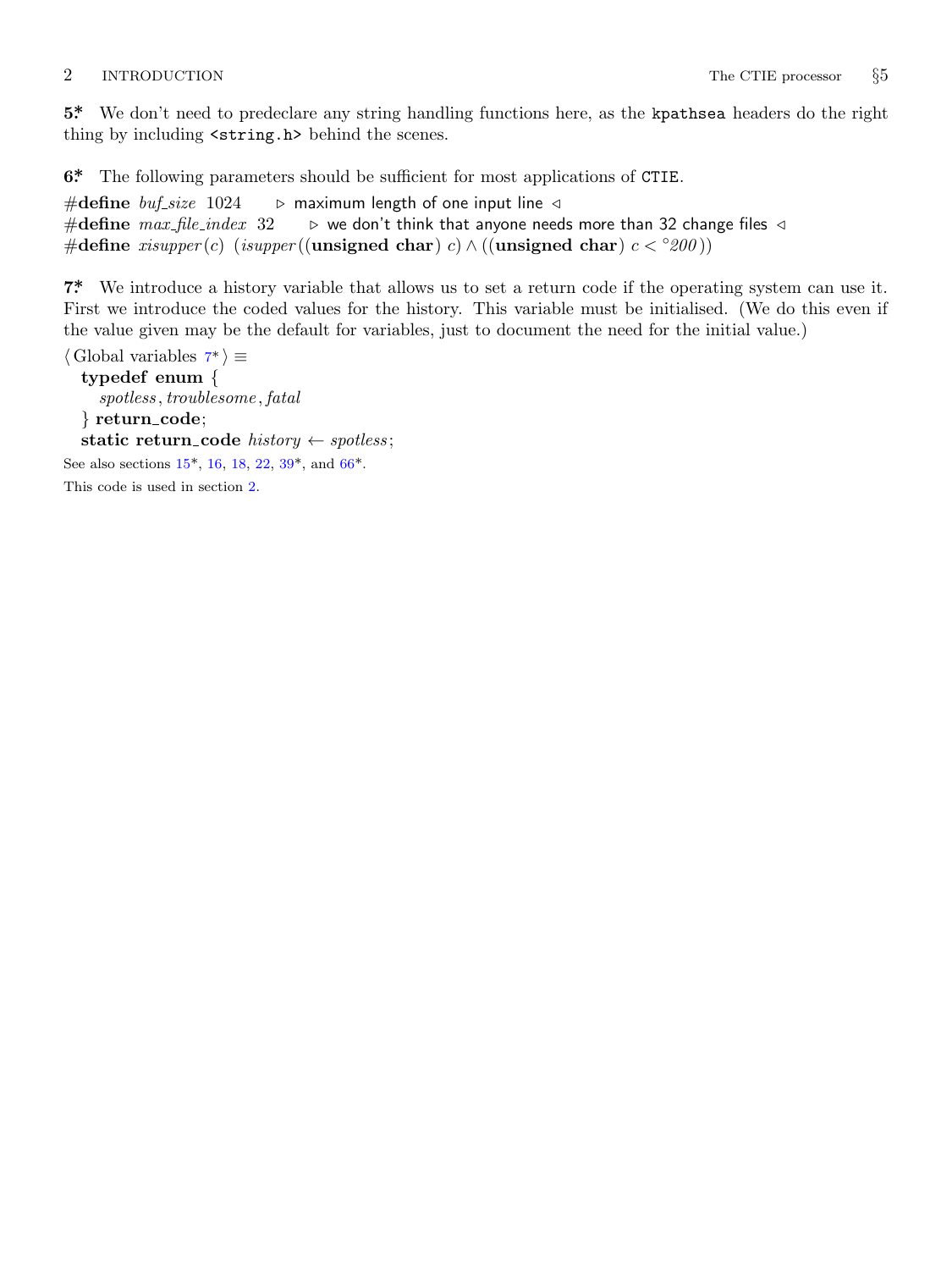**5\*.** We don't need to predeclare any string handling functions here, as the `kpathsea` headers do the right thing by including `<string.h>` behind the scenes.

**6\*.** The following parameters should be sufficient for most applications of `CTIE`.

```
#define buf_size 1024     ▷ maximum length of one input line ◁
#define max_file_index 32     ▷ we don't think that anyone needs more than 32 change files ◁
#define xisupper(c) (isupper((unsigned char) c) ∧ ((unsigned char) c < °200))
```

**7\*.** We introduce a history variable that allows us to set a return code if the operating system can use it. First we introduce the coded values for the history. This variable must be initialised. (We do this even if the value given may be the default for variables, just to document the need for the initial value.)

```
⟨ Global variables 7* ⟩ ≡
  typedef enum {
    spotless, troublesome, fatal
  } return_code;
  static return_code history ← spotless;
```

See also sections 15\*, 16, 18, 22, 39\*, and 66\*.

This code is used in section 2.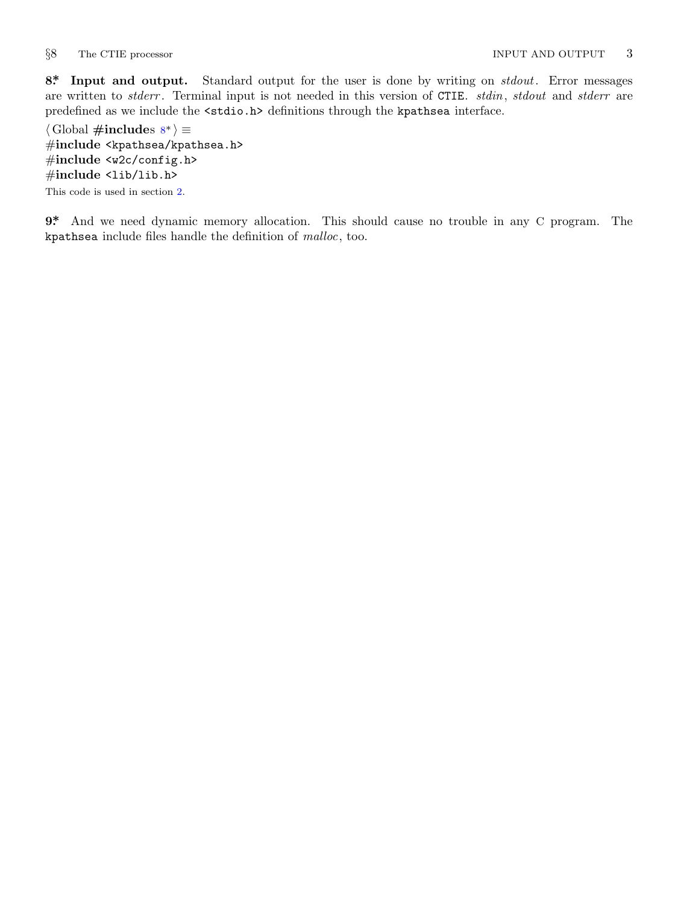**8.\* Input and output.** Standard output for the user is done by writing on *stdout*. Error messages are written to *stderr*. Terminal input is not needed in this version of CTIE. *stdin*, *stdout* and *stderr* are predefined as we include the `<stdio.h>` definitions through the `kpathsea` interface.

⟨ Global **#include**s 8\* ⟩ ≡

```
#include <kpathsea/kpathsea.h>
#include <w2c/config.h>
#include <lib/lib.h>
```

This code is used in section 2.

**9.\*** And we need dynamic memory allocation. This should cause no trouble in any C program. The `kpathsea` include files handle the definition of *malloc*, too.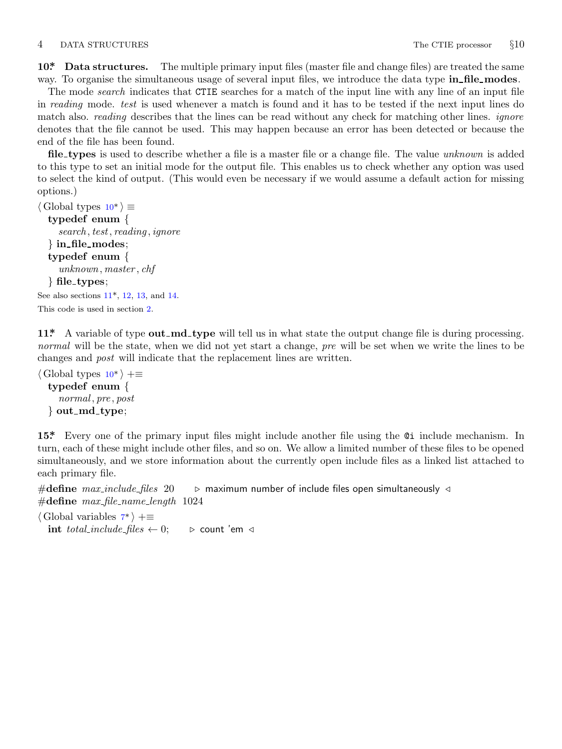**10\*. Data structures.** The multiple primary input files (master file and change files) are treated the same way. To organise the simultaneous usage of several input files, we introduce the data type **in_file_modes**.

The mode *search* indicates that CTIE searches for a match of the input line with any line of an input file in *reading* mode. *test* is used whenever a match is found and it has to be tested if the next input lines do match also. *reading* describes that the lines can be read without any check for matching other lines. *ignore* denotes that the file cannot be used. This may happen because an error has been detected or because the end of the file has been found.

**file_types** is used to describe whether a file is a master file or a change file. The value *unknown* is added to this type to set an initial mode for the output file. This enables us to check whether any option was used to select the kind of output. (This would even be necessary if we would assume a default action for missing options.)

```
⟨ Global types 10* ⟩ ≡
  typedef enum {
    search, test, reading, ignore
  } in_file_modes;
  typedef enum {
    unknown, master, chf
  } file_types;
```

See also sections 11\*, 12, 13, and 14.

This code is used in section 2.

**11\*.** A variable of type **out_md_type** will tell us in what state the output change file is during processing. *normal* will be the state, when we did not yet start a change, *pre* will be set when we write the lines to be changes and *post* will indicate that the replacement lines are written.

```
⟨ Global types 10* ⟩ +≡
  typedef enum {
    normal, pre, post
  } out_md_type;
```

**15\*.** Every one of the primary input files might include another file using the @i include mechanism. In turn, each of these might include other files, and so on. We allow a limited number of these files to be opened simultaneously, and we store information about the currently open include files as a linked list attached to each primary file.

```
#define max_include_files 20    ▷ maximum number of include files open simultaneously ◁
#define max_file_name_length 1024

⟨ Global variables 7* ⟩ +≡
  int total_include_files ← 0;    ▷ count 'em ◁
```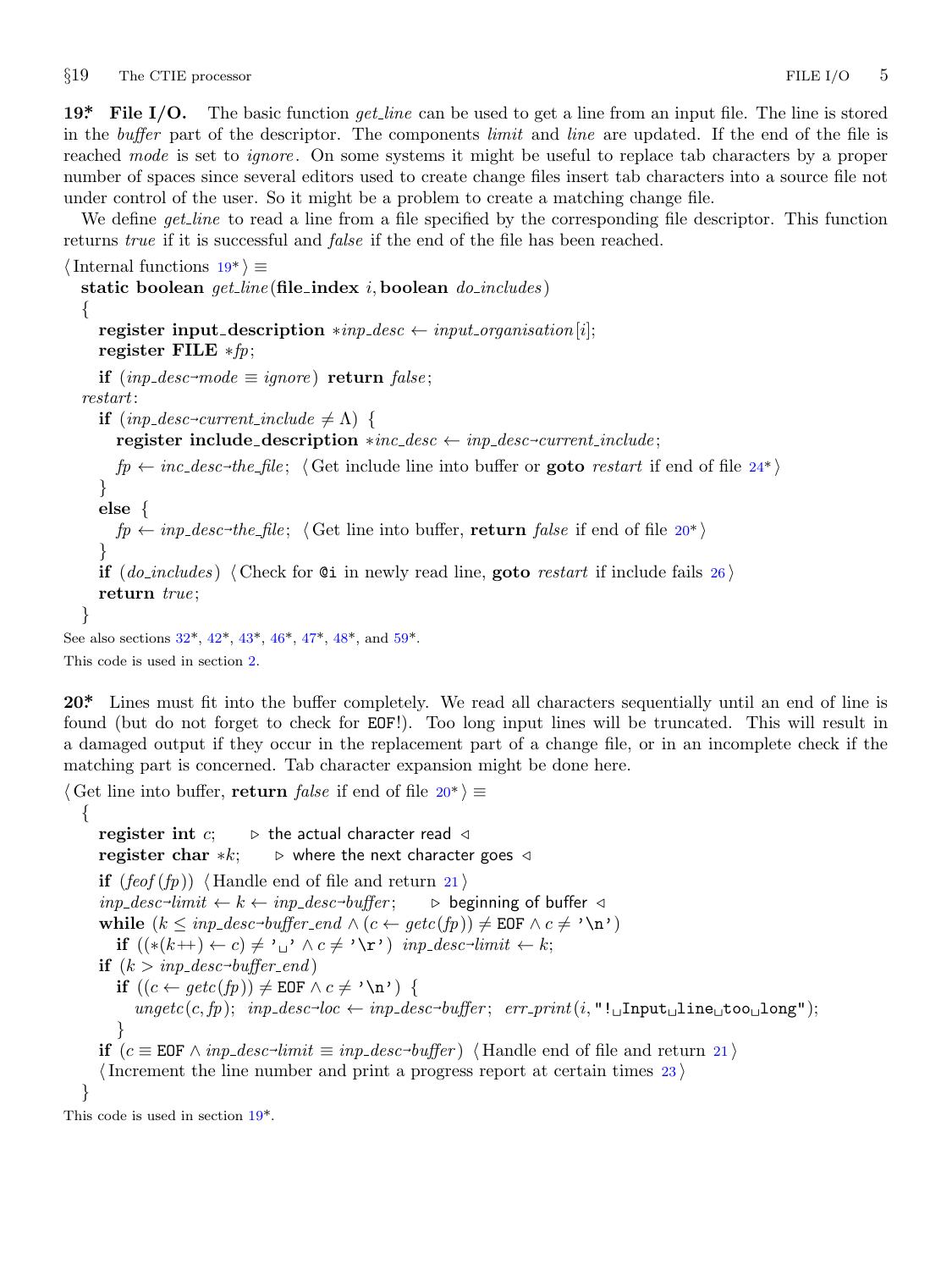**19\*. File I/O.** The basic function *get_line* can be used to get a line from an input file. The line is stored in the *buffer* part of the descriptor. The components *limit* and *line* are updated. If the end of the file is reached *mode* is set to *ignore*. On some systems it might be useful to replace tab characters by a proper number of spaces since several editors used to create change files insert tab characters into a source file not under control of the user. So it might be a problem to create a matching change file.

We define *get_line* to read a line from a file specified by the corresponding file descriptor. This function returns *true* if it is successful and *false* if the end of the file has been reached.

```
⟨ Internal functions 19* ⟩ ≡
  static boolean get_line(file_index i, boolean do_includes)
  {
    register input_description *inp_desc ← input_organisation[i];
    register FILE *fp;
    if (inp_desc→mode ≡ ignore) return false;
  restart:
    if (inp_desc→current_include ≠ Λ) {
      register include_description *inc_desc ← inp_desc→current_include;
      fp ← inc_desc→the_file; ⟨ Get include line into buffer or goto restart if end of file 24* ⟩
    }
    else {
      fp ← inp_desc→the_file; ⟨ Get line into buffer, return false if end of file 20* ⟩
    }
    if (do_includes) ⟨ Check for @i in newly read line, goto restart if include fails 26 ⟩
    return true;
  }
```

See also sections 32\*, 42\*, 43\*, 46\*, 47\*, 48\*, and 59\*.

This code is used in section 2.

**20\*.** Lines must fit into the buffer completely. We read all characters sequentially until an end of line is found (but do not forget to check for EOF!). Too long input lines will be truncated. This will result in a damaged output if they occur in the replacement part of a change file, or in an incomplete check if the matching part is concerned. Tab character expansion might be done here.

```
⟨ Get line into buffer, return false if end of file 20* ⟩ ≡
  {
    register int c;     ▷ the actual character read ◁
    register char *k;   ▷ where the next character goes ◁
    if (feof(fp)) ⟨ Handle end of file and return 21 ⟩
    inp_desc→limit ← k ← inp_desc→buffer;   ▷ beginning of buffer ◁
    while (k ≤ inp_desc→buffer_end ∧ (c ← getc(fp)) ≠ EOF ∧ c ≠ '\n')
      if ((*(k++) ← c) ≠ '␣' ∧ c ≠ '\r') inp_desc→limit ← k;
    if (k > inp_desc→buffer_end)
      if ((c ← getc(fp)) ≠ EOF ∧ c ≠ '\n') {
        ungetc(c, fp); inp_desc→loc ← inp_desc→buffer; err_print(i, "!␣Input␣line␣too␣long");
      }
    if (c ≡ EOF ∧ inp_desc→limit ≡ inp_desc→buffer) ⟨ Handle end of file and return 21 ⟩
    ⟨ Increment the line number and print a progress report at certain times 23 ⟩
  }
```

This code is used in section 19\*.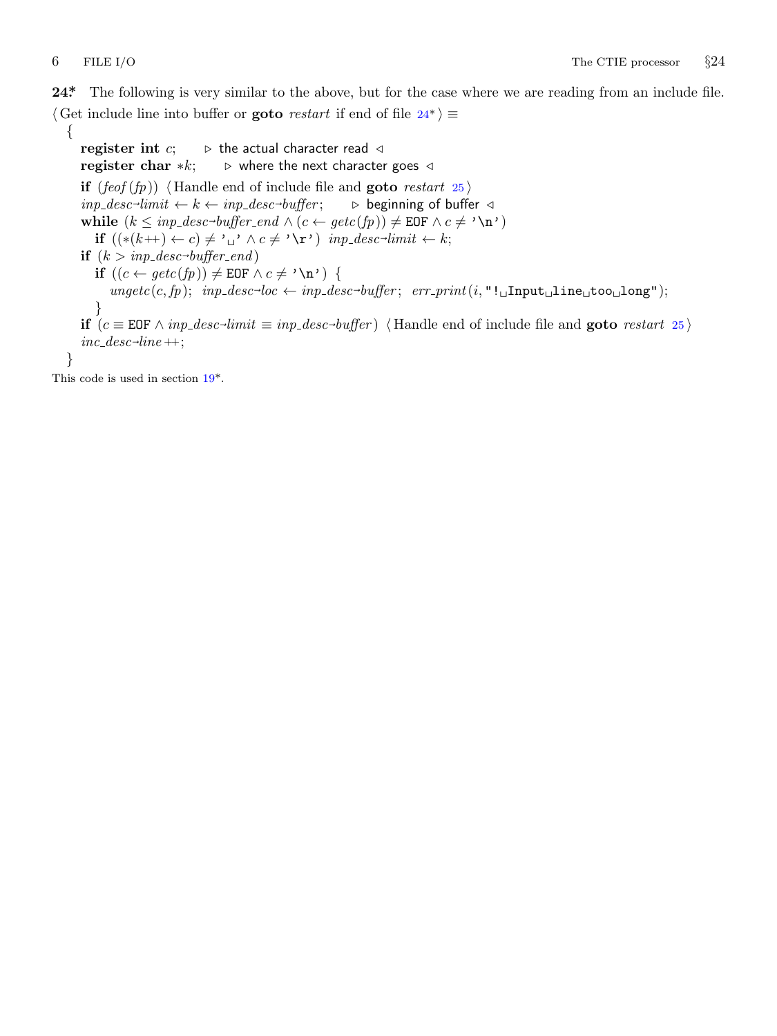**24\*** The following is very similar to the above, but for the case where we are reading from an include file.

⟨ Get include line into buffer or **goto** *restart* if end of file 24\* ⟩ ≡

```
{
  register int c;    ▷ the actual character read ◁
  register char *k;    ▷ where the next character goes ◁
  if (feof(fp)) ⟨ Handle end of include file and goto restart 25 ⟩
  inp_desc→limit ← k ← inp_desc→buffer;    ▷ beginning of buffer ◁
  while (k ≤ inp_desc→buffer_end ∧ (c ← getc(fp)) ≠ EOF ∧ c ≠ '\n')
    if ((*(k++) ← c) ≠ '␣' ∧ c ≠ '\r') inp_desc→limit ← k;
  if (k > inp_desc→buffer_end)
    if ((c ← getc(fp)) ≠ EOF ∧ c ≠ '\n') {
      ungetc(c, fp); inp_desc→loc ← inp_desc→buffer; err_print(i, "!␣Input␣line␣too␣long");
    }
  if (c ≡ EOF ∧ inp_desc→limit ≡ inp_desc→buffer) ⟨ Handle end of include file and goto restart 25 ⟩
  inc_desc→line++;
}
```

This code is used in section 19\*.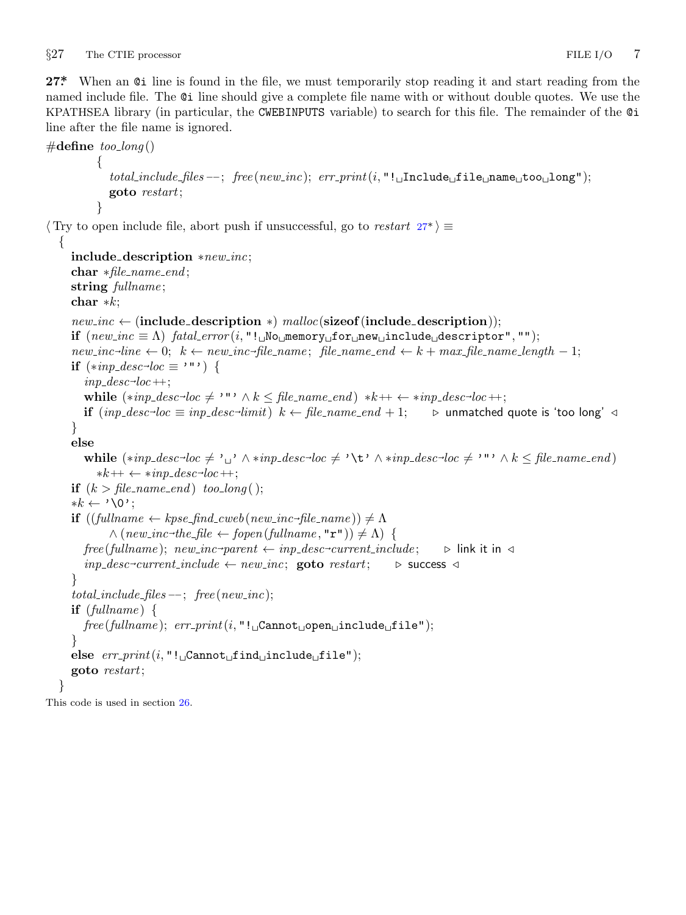**27*.** When an `@i` line is found in the file, we must temporarily stop reading it and start reading from the named include file. The `@i` line should give a complete file name with or without double quotes. We use the KPATHSEA library (in particular, the `CWEBINPUTS` variable) to search for this file. The remainder of the `@i` line after the file name is ignored.

```
#define too_long()
        {
          total_include_files−−; free(new_inc); err_print(i, "! Include file name too long");
          goto restart;
        }
```

⟨ Try to open include file, abort push if unsuccessful, go to *restart* 27* ⟩ ≡

```
  {
    include_description *new_inc;
    char *file_name_end;
    string fullname;
    char *k;

    new_inc ← (include_description *) malloc(sizeof(include_description));
    if (new_inc ≡ Λ) fatal_error(i, "! No memory for new include descriptor", "");
    new_inc→line ← 0; k ← new_inc→file_name; file_name_end ← k + max_file_name_length − 1;
    if (*inp_desc→loc ≡ '"') {
      inp_desc→loc++;
      while (*inp_desc→loc ≠ '"' ∧ k ≤ file_name_end) *k++ ← *inp_desc→loc++;
      if (inp_desc→loc ≡ inp_desc→limit) k ← file_name_end + 1;   ▷ unmatched quote is 'too long' ◁
    }
    else
      while (*inp_desc→loc ≠ ' ' ∧ *inp_desc→loc ≠ '\t' ∧ *inp_desc→loc ≠ '"' ∧ k ≤ file_name_end)
        *k++ ← *inp_desc→loc++;
    if (k > file_name_end) too_long();
    *k ← '\0';
    if ((fullname ← kpse_find_cweb(new_inc→file_name)) ≠ Λ
          ∧ (new_inc→the_file ← fopen(fullname, "r")) ≠ Λ) {
      free(fullname); new_inc→parent ← inp_desc→current_include;   ▷ link it in ◁
      inp_desc→current_include ← new_inc; goto restart;   ▷ success ◁
    }
    total_include_files−−; free(new_inc);
    if (fullname) {
      free(fullname); err_print(i, "! Cannot open include file");
    }
    else err_print(i, "! Cannot find include file");
    goto restart;
  }
```

This code is used in section 26.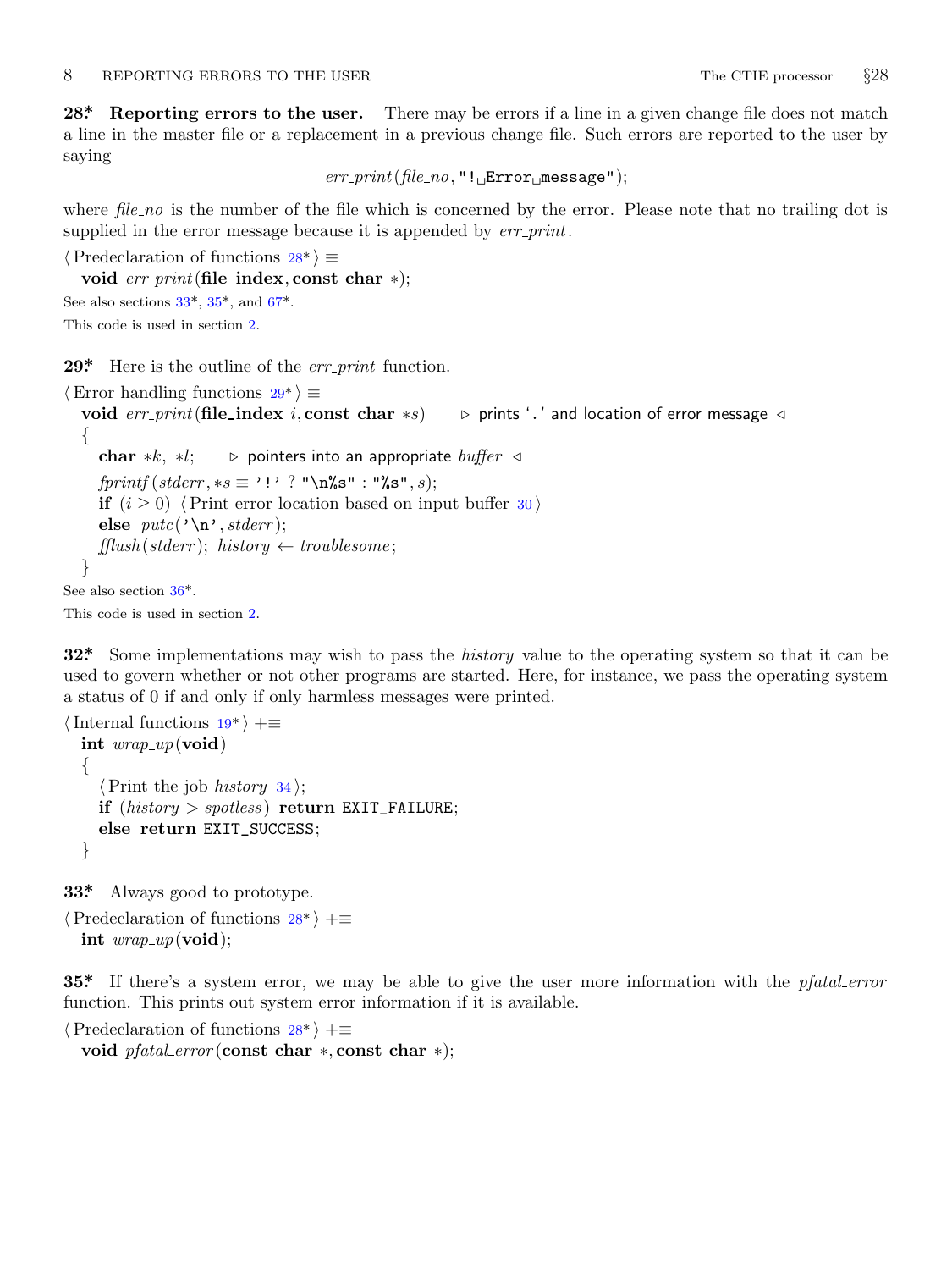**28\*. Reporting errors to the user.** There may be errors if a line in a given change file does not match a line in the master file or a replacement in a previous change file. Such errors are reported to the user by saying

*err_print*(*file_no*, "! Error message");

where *file_no* is the number of the file which is concerned by the error. Please note that no trailing dot is supplied in the error message because it is appended by *err_print*.

```
⟨Predeclaration of functions 28*⟩ ≡
  void err_print(file_index, const char *);
```

See also sections 33\*, 35\*, and 67\*.

This code is used in section 2.

**29\*.** Here is the outline of the *err_print* function.

```
⟨Error handling functions 29*⟩ ≡
  void err_print(file_index i, const char *s)    ▷ prints '.' and location of error message ◁
  {
    char *k, *l;    ▷ pointers into an appropriate buffer ◁
    fprintf(stderr, *s ≡ '!' ? "\n%s" : "%s", s);
    if (i ≥ 0) ⟨Print error location based on input buffer 30⟩
    else putc('\n', stderr);
    fflush(stderr); history ← troublesome;
  }
```

See also section 36\*.

This code is used in section 2.

**32\*.** Some implementations may wish to pass the *history* value to the operating system so that it can be used to govern whether or not other programs are started. Here, for instance, we pass the operating system a status of 0 if and only if only harmless messages were printed.

```
⟨Internal functions 19*⟩ +≡
  int wrap_up(void)
  {
    ⟨Print the job history 34⟩;
    if (history > spotless) return EXIT_FAILURE;
    else return EXIT_SUCCESS;
  }
```

**33\*.** Always good to prototype.

```
⟨Predeclaration of functions 28*⟩ +≡
  int wrap_up(void);
```

**35\*.** If there's a system error, we may be able to give the user more information with the *pfatal_error* function. This prints out system error information if it is available.

```
⟨Predeclaration of functions 28*⟩ +≡
  void pfatal_error(const char *, const char *);
```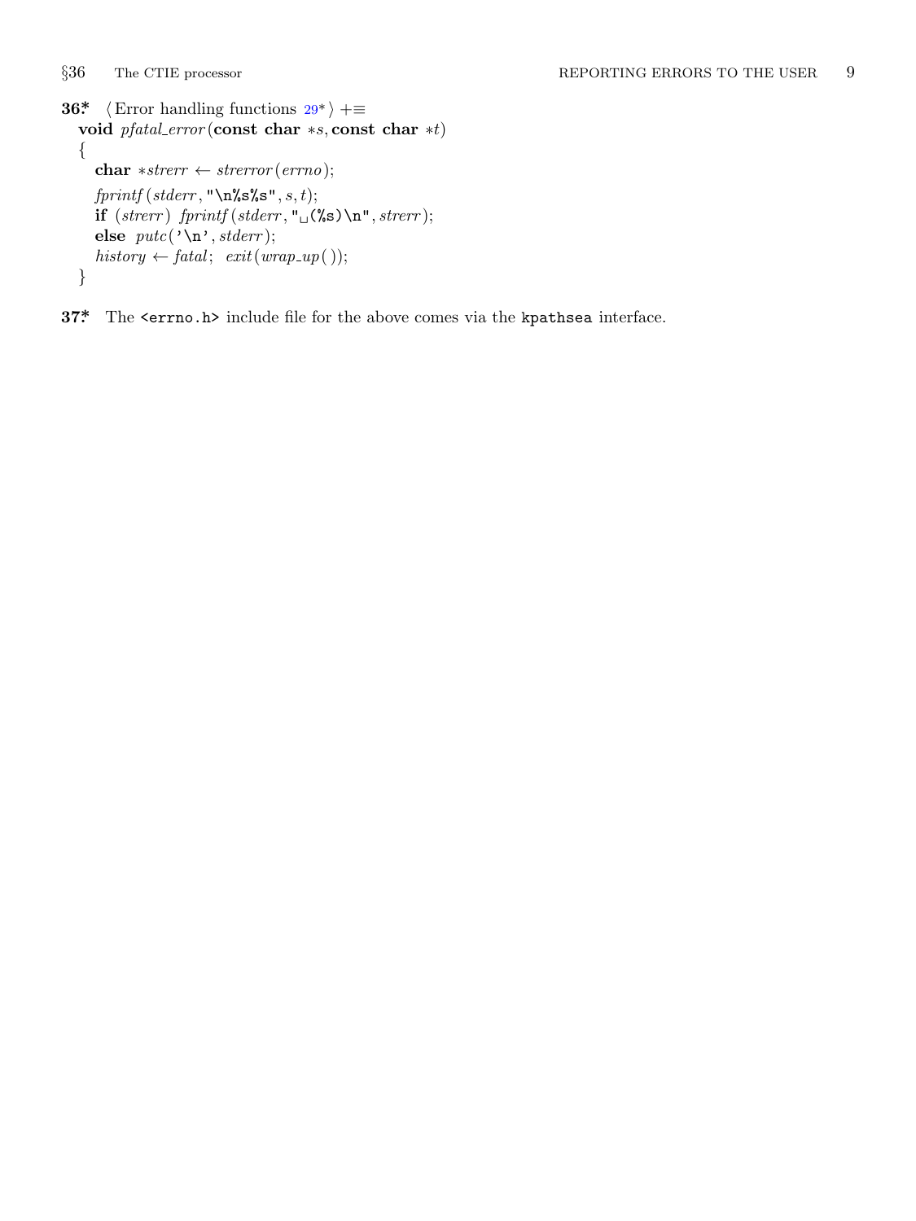**36\*** ⟨ Error handling functions 29\* ⟩ +≡

```
void pfatal_error(const char *s, const char *t)
{
  char *strerr ← strerror(errno);
  fprintf(stderr, "\n%s%s", s, t);
  if (strerr) fprintf(stderr, "␣(%s)\n", strerr);
  else putc('\n', stderr);
  history ← fatal;  exit(wrap_up());
}
```

**37\*** The `<errno.h>` include file for the above comes via the `kpathsea` interface.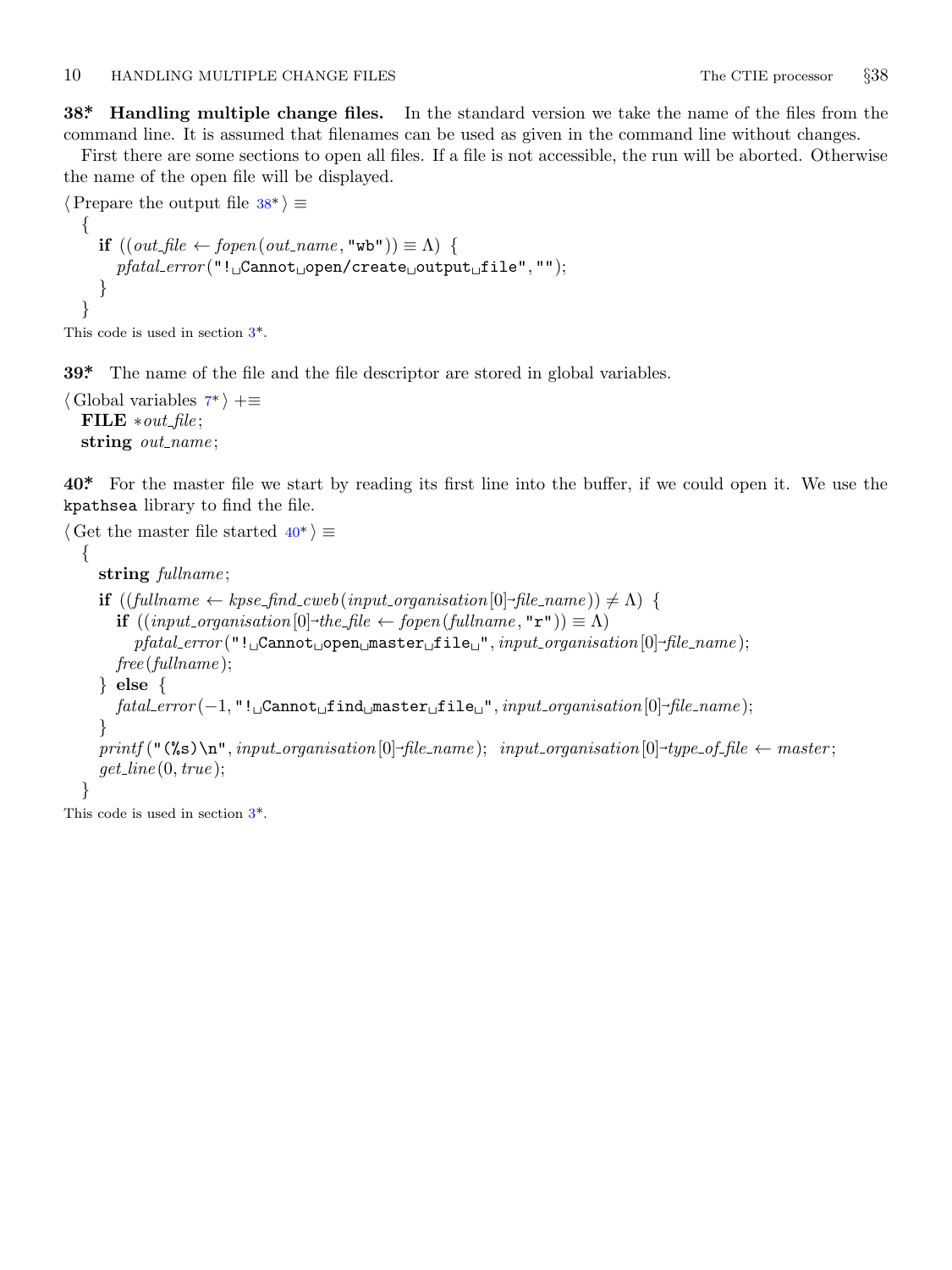**38\*. Handling multiple change files.** In the standard version we take the name of the files from the command line. It is assumed that filenames can be used as given in the command line without changes.

First there are some sections to open all files. If a file is not accessible, the run will be aborted. Otherwise the name of the open file will be displayed.

```
⟨ Prepare the output file 38* ⟩ ≡
  {
    if ((out_file ← fopen(out_name, "wb")) ≡ Λ) {
      pfatal_error("! Cannot open/create output file", "");
    }
  }
```

This code is used in section 3*.

**39\*.** The name of the file and the file descriptor are stored in global variables.

```
⟨ Global variables 7* ⟩ +≡
  FILE *out_file;
  string out_name;
```

**40\*.** For the master file we start by reading its first line into the buffer, if we could open it. We use the `kpathsea` library to find the file.

```
⟨ Get the master file started 40* ⟩ ≡
  {
    string fullname;
    if ((fullname ← kpse_find_cweb(input_organisation[0]→file_name)) ≠ Λ) {
      if ((input_organisation[0]→the_file ← fopen(fullname, "r")) ≡ Λ)
        pfatal_error("! Cannot open master file ", input_organisation[0]→file_name);
      free(fullname);
    } else {
      fatal_error(−1, "! Cannot find master file ", input_organisation[0]→file_name);
    }
    printf("(%s)\n", input_organisation[0]→file_name);  input_organisation[0]→type_of_file ← master;
    get_line(0, true);
  }
```

This code is used in section 3*.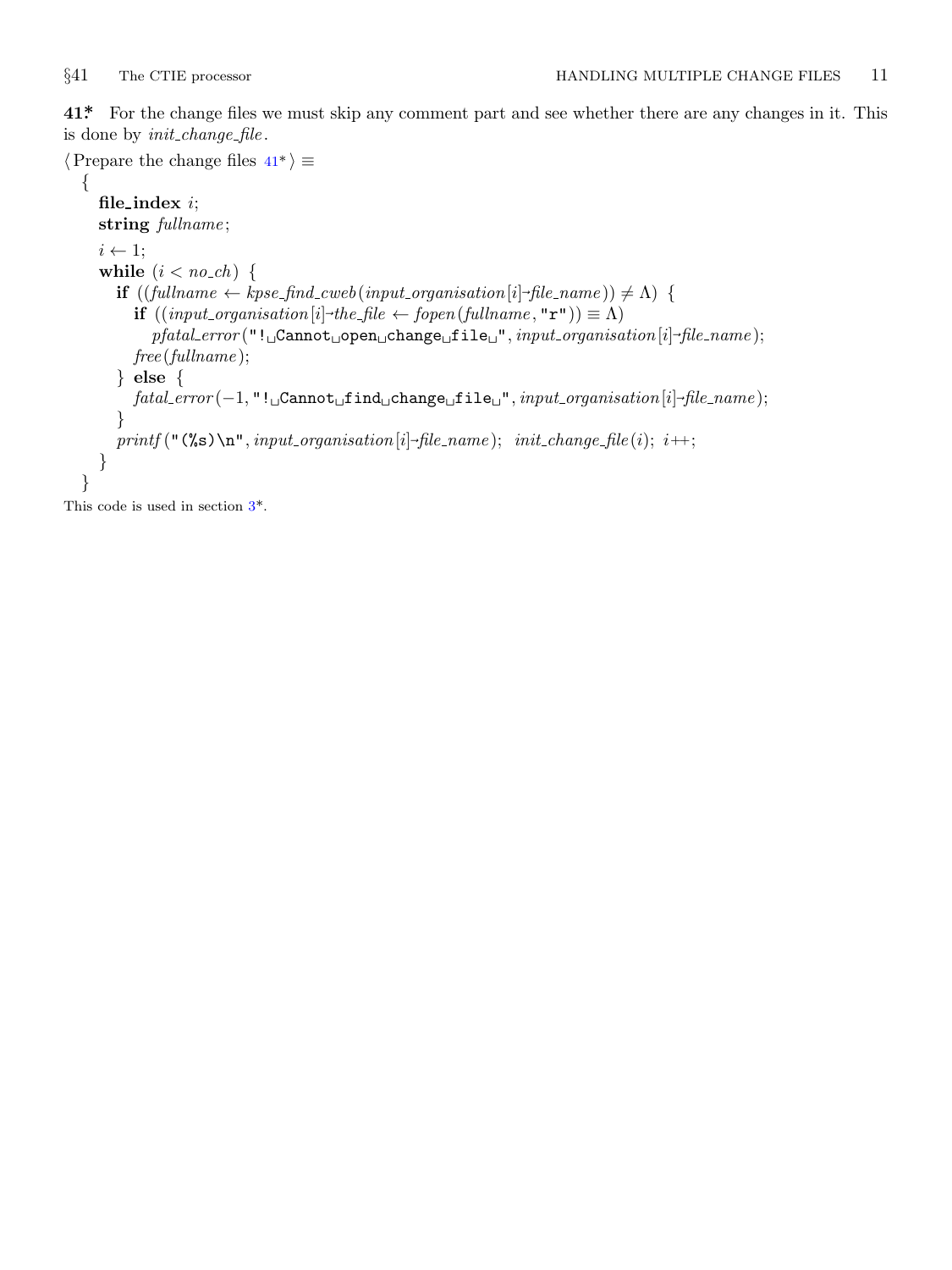**41\*** For the change files we must skip any comment part and see whether there are any changes in it. This is done by *init_change_file*.

⟨ Prepare the change files 41\* ⟩ ≡

```
{
  file_index i;
  string fullname;

  i ← 1;
  while (i < no_ch) {
    if ((fullname ← kpse_find_cweb(input_organisation[i]→file_name)) ≠ Λ) {
      if ((input_organisation[i]→the_file ← fopen(fullname, "r")) ≡ Λ)
        pfatal_error("!␣Cannot␣open␣change␣file␣", input_organisation[i]→file_name);
      free(fullname);
    } else {
      fatal_error(−1, "!␣Cannot␣find␣change␣file␣", input_organisation[i]→file_name);
    }
    printf("(%s)\n", input_organisation[i]→file_name);  init_change_file(i);  i++;
  }
}
```

This code is used in section 3\*.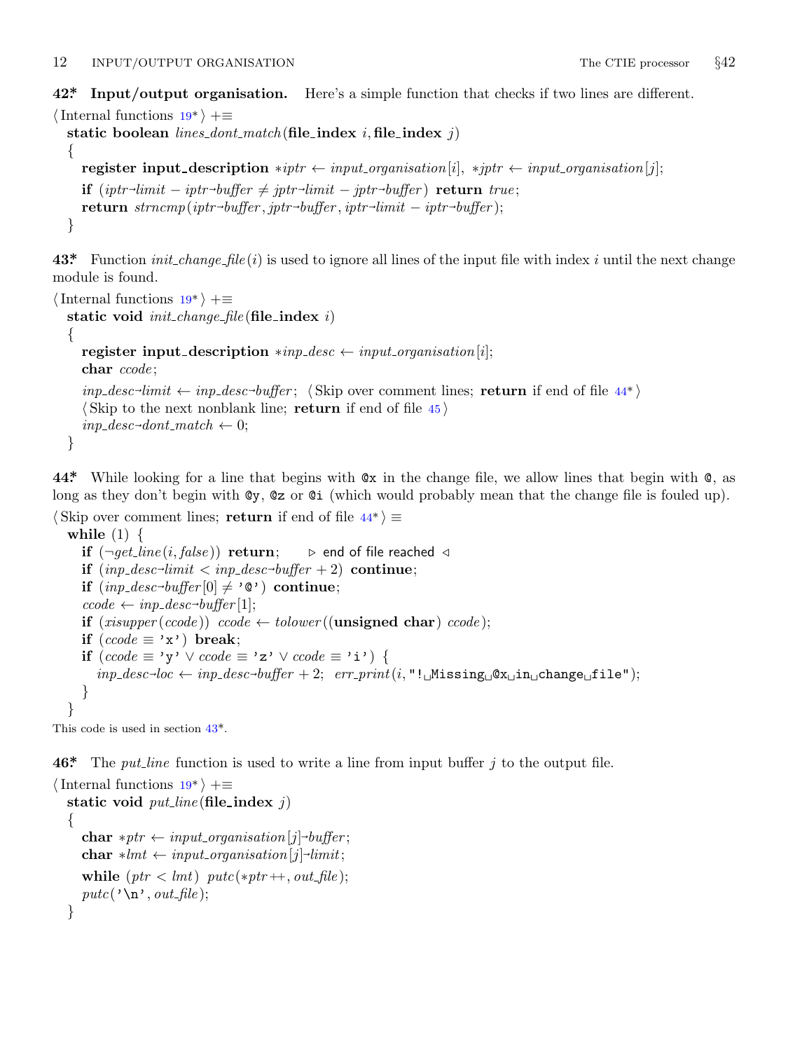**42\*. Input/output organisation.** Here's a simple function that checks if two lines are different.

```
⟨ Internal functions 19* ⟩ +≡
  static boolean lines_dont_match(file_index i, file_index j)
  {
    register input_description *iptr ← input_organisation[i], *jptr ← input_organisation[j];
    if (iptr→limit − iptr→buffer ≠ jptr→limit − jptr→buffer) return true;
    return strncmp(iptr→buffer, jptr→buffer, iptr→limit − iptr→buffer);
  }
```

**43\*.** Function *init_change_file*(*i*) is used to ignore all lines of the input file with index *i* until the next change module is found.

```
⟨ Internal functions 19* ⟩ +≡
  static void init_change_file(file_index i)
  {
    register input_description *inp_desc ← input_organisation[i];
    char ccode;
    inp_desc→limit ← inp_desc→buffer; ⟨ Skip over comment lines; return if end of file 44* ⟩
    ⟨ Skip to the next nonblank line; return if end of file 45 ⟩
    inp_desc→dont_match ← 0;
  }
```

**44\*.** While looking for a line that begins with `@x` in the change file, we allow lines that begin with `@`, as long as they don't begin with `@y`, `@z` or `@i` (which would probably mean that the change file is fouled up).

```
⟨ Skip over comment lines; return if end of file 44* ⟩ ≡
  while (1) {
    if (¬get_line(i, false)) return;    ▷ end of file reached ◁
    if (inp_desc→limit < inp_desc→buffer + 2) continue;
    if (inp_desc→buffer[0] ≠ '@') continue;
    ccode ← inp_desc→buffer[1];
    if (xisupper(ccode)) ccode ← tolower((unsigned char) ccode);
    if (ccode ≡ 'x') break;
    if (ccode ≡ 'y' ∨ ccode ≡ 'z' ∨ ccode ≡ 'i') {
      inp_desc→loc ← inp_desc→buffer + 2; err_print(i, "! Missing @x in change file");
    }
  }
```

This code is used in section 43\*.

**46\*.** The *put_line* function is used to write a line from input buffer *j* to the output file.

```
⟨ Internal functions 19* ⟩ +≡
  static void put_line(file_index j)
  {
    char *ptr ← input_organisation[j]→buffer;
    char *lmt ← input_organisation[j]→limit;
    while (ptr < lmt) putc(*ptr++, out_file);
    putc('\n', out_file);
  }
```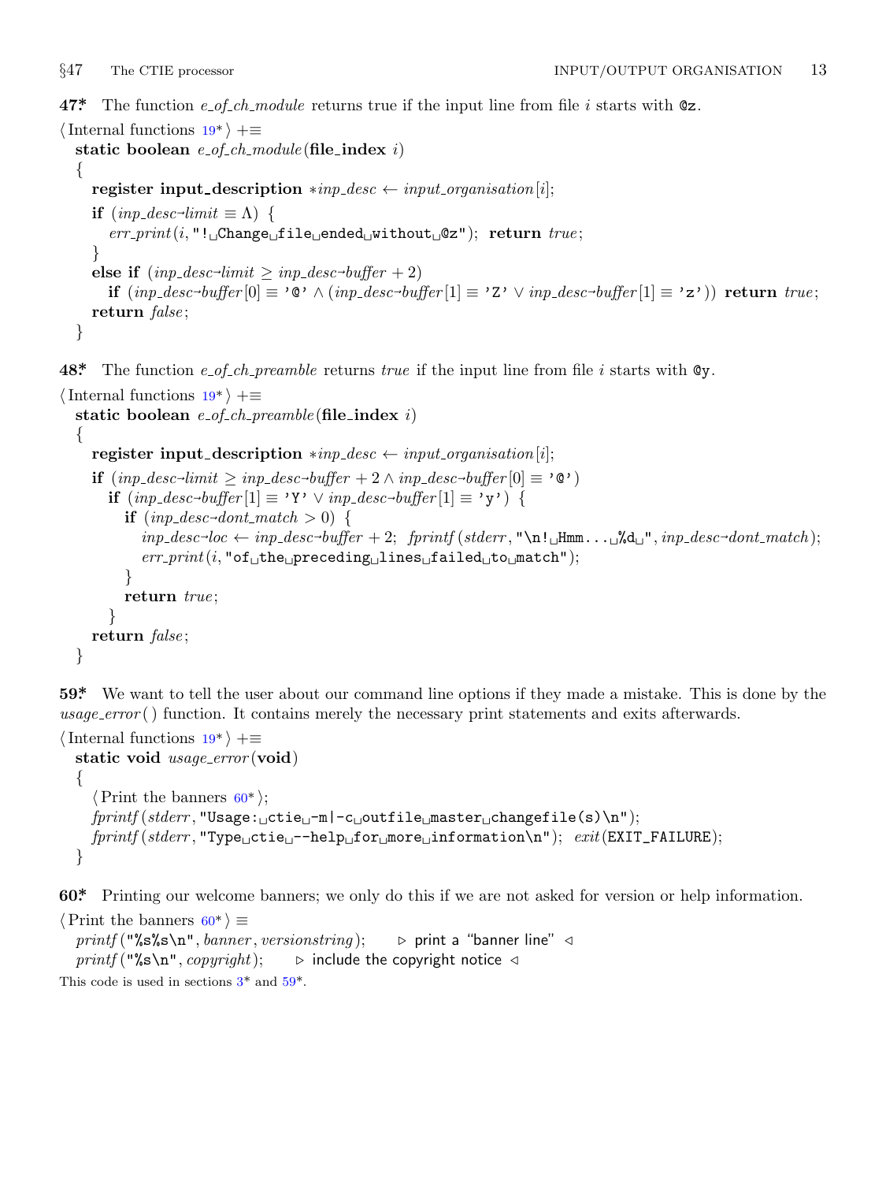**47\*** The function *e_of_ch_module* returns true if the input line from file *i* starts with `@z`.

```
⟨Internal functions 19*⟩ +≡
  static boolean e_of_ch_module(file_index i)
  {
    register input_description *inp_desc ← input_organisation[i];
    if (inp_desc→limit ≡ Λ) {
      err_print(i, "! Change file ended without @z"); return true;
    }
    else if (inp_desc→limit ≥ inp_desc→buffer + 2)
      if (inp_desc→buffer[0] ≡ '@' ∧ (inp_desc→buffer[1] ≡ 'Z' ∨ inp_desc→buffer[1] ≡ 'z')) return true;
    return false;
  }
```

**48\*** The function *e_of_ch_preamble* returns *true* if the input line from file *i* starts with `@y`.

```
⟨Internal functions 19*⟩ +≡
  static boolean e_of_ch_preamble(file_index i)
  {
    register input_description *inp_desc ← input_organisation[i];
    if (inp_desc→limit ≥ inp_desc→buffer + 2 ∧ inp_desc→buffer[0] ≡ '@')
      if (inp_desc→buffer[1] ≡ 'Y' ∨ inp_desc→buffer[1] ≡ 'y') {
        if (inp_desc→dont_match > 0) {
          inp_desc→loc ← inp_desc→buffer + 2; fprintf(stderr, "\n! Hmm... %d ", inp_desc→dont_match);
          err_print(i, "of the preceding lines failed to match");
        }
        return true;
      }
    return false;
  }
```

**59\*** We want to tell the user about our command line options if they made a mistake. This is done by the *usage_error*( ) function. It contains merely the necessary print statements and exits afterwards.

```
⟨Internal functions 19*⟩ +≡
  static void usage_error(void)
  {
    ⟨Print the banners 60*⟩;
    fprintf(stderr, "Usage: ctie -m|-c outfile master changefile(s)\n");
    fprintf(stderr, "Type ctie --help for more information\n"); exit(EXIT_FAILURE);
  }
```

**60\*** Printing our welcome banners; we only do this if we are not asked for version or help information.

```
⟨Print the banners 60*⟩ ≡
  printf("%s%s\n", banner, versionstring);    ▷ print a "banner line" ◁
  printf("%s\n", copyright);    ▷ include the copyright notice ◁
```

This code is used in sections 3\* and 59\*.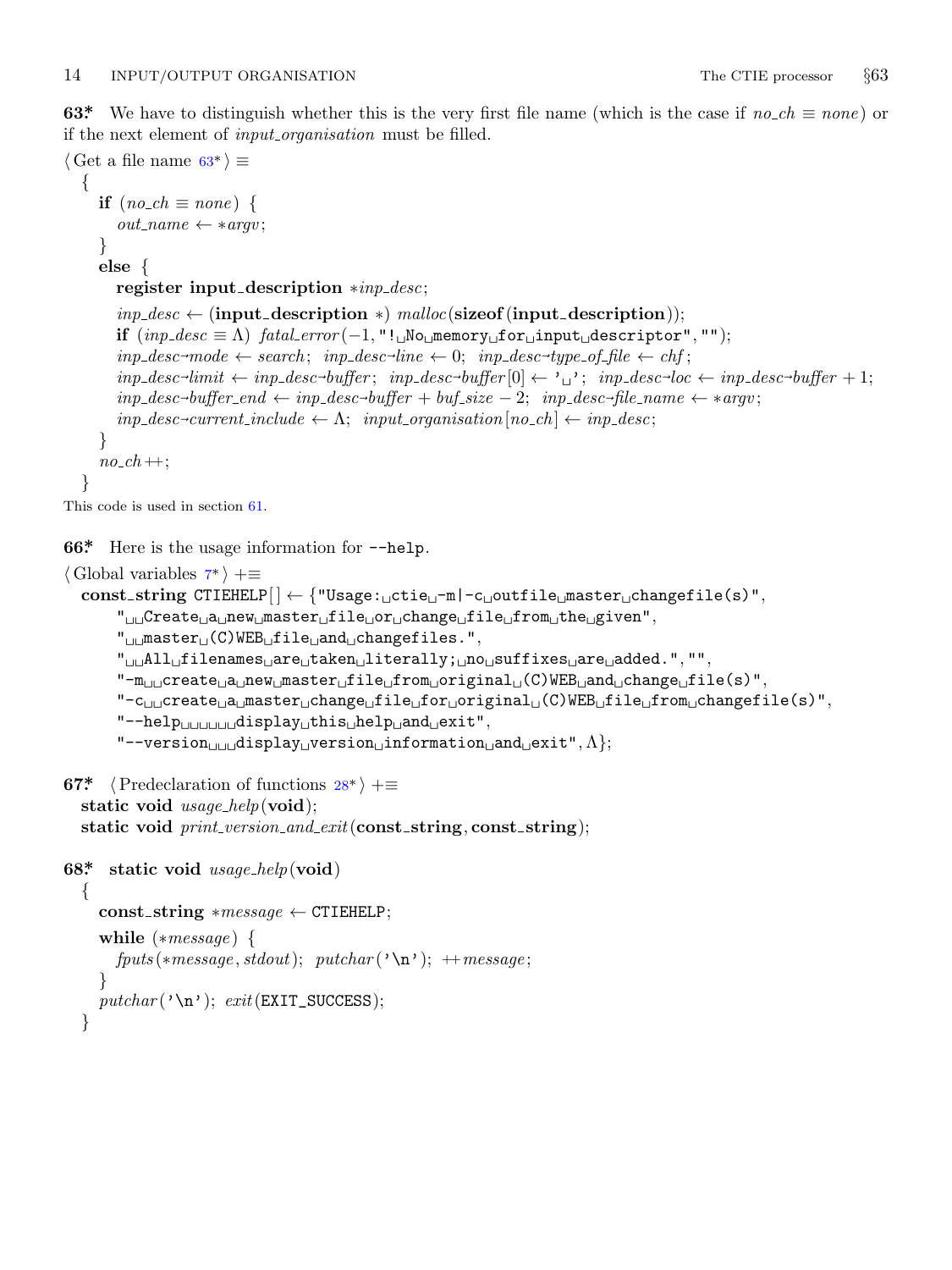**63\*** We have to distinguish whether this is the very first file name (which is the case if *no_ch* ≡ *none*) or if the next element of *input_organisation* must be filled.

```
⟨ Get a file name 63* ⟩ ≡
  {
    if (no_ch ≡ none) {
      out_name ← *argv;
    }
    else {
      register input_description *inp_desc;
      inp_desc ← (input_description *) malloc(sizeof(input_description));
      if (inp_desc ≡ Λ) fatal_error(−1, "!␣No␣memory␣for␣input␣descriptor", "");
      inp_desc→mode ← search;  inp_desc→line ← 0;  inp_desc→type_of_file ← chf;
      inp_desc→limit ← inp_desc→buffer;  inp_desc→buffer[0] ← '␣';  inp_desc→loc ← inp_desc→buffer + 1;
      inp_desc→buffer_end ← inp_desc→buffer + buf_size − 2;  inp_desc→file_name ← *argv;
      inp_desc→current_include ← Λ;  input_organisation[no_ch] ← inp_desc;
    }
    no_ch++;
  }
```

This code is used in section 61.

**66\*** Here is the usage information for `--help`.

```
⟨ Global variables 7* ⟩ +≡
  const_string CTIEHELP[] ← {"Usage:␣ctie␣-m|-c␣outfile␣master␣changefile(s)",
      "␣␣Create␣a␣new␣master␣file␣or␣change␣file␣from␣the␣given",
      "␣␣master␣(C)WEB␣file␣and␣changefiles.",
      "␣␣All␣filenames␣are␣taken␣literally;␣no␣suffixes␣are␣added.", "",
      "-m␣␣create␣a␣new␣master␣file␣from␣original␣(C)WEB␣and␣change␣file(s)",
      "-c␣␣create␣a␣master␣change␣file␣for␣original␣(C)WEB␣file␣from␣changefile(s)",
      "--help␣␣␣␣␣␣display␣this␣help␣and␣exit",
      "--version␣␣␣display␣version␣information␣and␣exit", Λ};
```

**67\*** ⟨ Predeclaration of functions 28* ⟩ +≡

```
  static void usage_help(void);
  static void print_version_and_exit(const_string, const_string);
```

**68\***

```
static void usage_help(void)
  {
    const_string *message ← CTIEHELP;
    while (*message) {
      fputs(*message, stdout);  putchar('\n');  ++message;
    }
    putchar('\n');  exit(EXIT_SUCCESS);
  }
```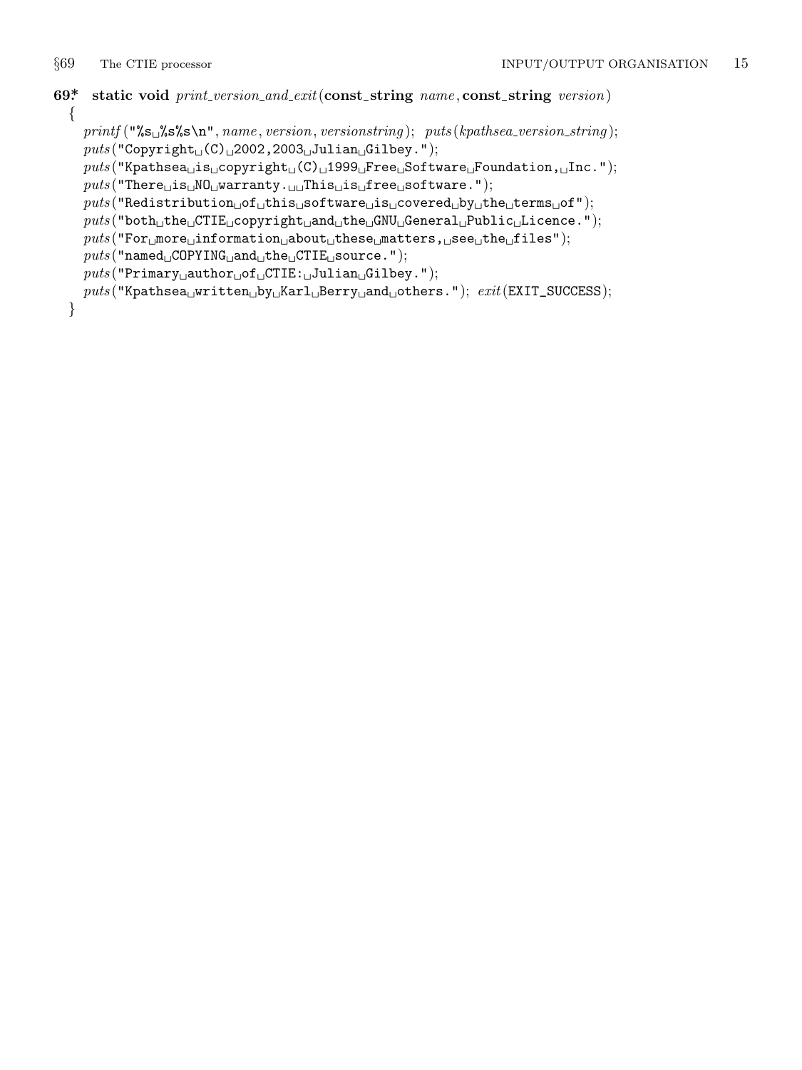**69\*** **static void** *print_version_and_exit*(**const_string** *name*, **const_string** *version*)

```
{
  printf("%s %s%s\n", name, version, versionstring); puts(kpathsea_version_string);
  puts("Copyright (C) 2002,2003 Julian Gilbey.");
  puts("Kpathsea is copyright (C) 1999 Free Software Foundation, Inc.");
  puts("There is NO warranty.  This is free software.");
  puts("Redistribution of this software is covered by the terms of");
  puts("both the CTIE copyright and the GNU General Public Licence.");
  puts("For more information about these matters, see the files");
  puts("named COPYING and the CTIE source.");
  puts("Primary author of CTIE: Julian Gilbey.");
  puts("Kpathsea written by Karl Berry and others."); exit(EXIT_SUCCESS);
}
```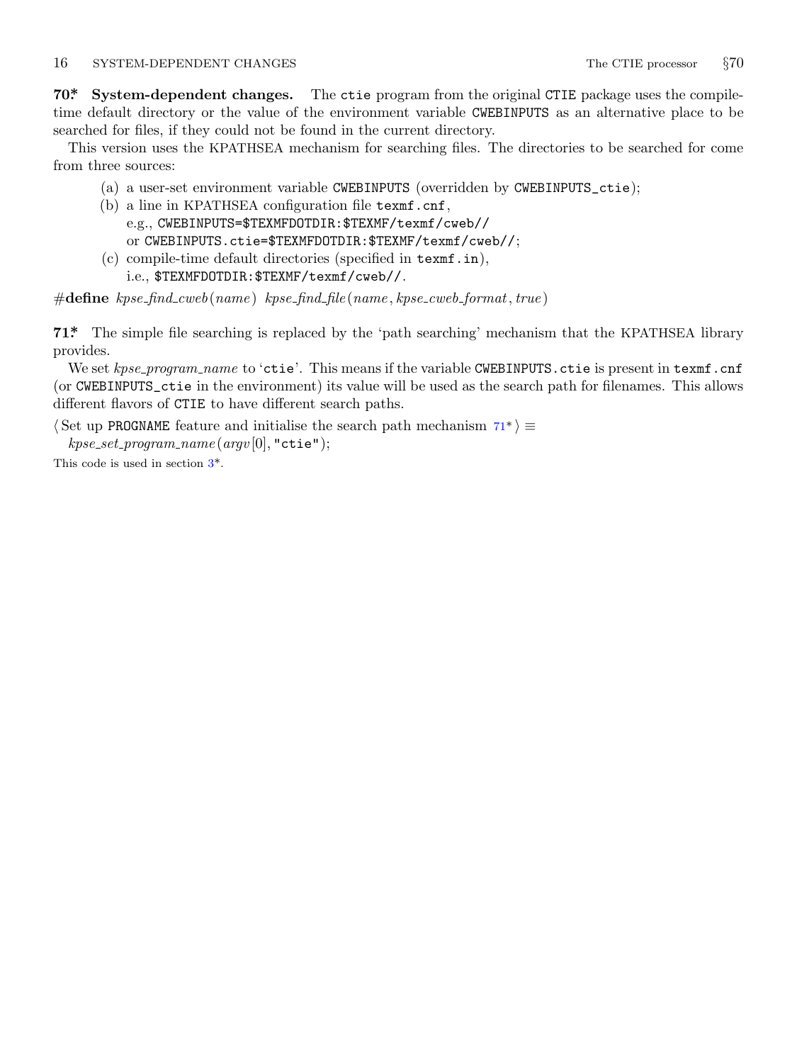**70\*. System-dependent changes.** The `ctie` program from the original `CTIE` package uses the compile-time default directory or the value of the environment variable `CWEBINPUTS` as an alternative place to be searched for files, if they could not be found in the current directory.

This version uses the KPATHSEA mechanism for searching files. The directories to be searched for come from three sources:

(a) a user-set environment variable `CWEBINPUTS` (overridden by `CWEBINPUTS_ctie`);
(b) a line in KPATHSEA configuration file `texmf.cnf`,
e.g., `CWEBINPUTS=$TEXMFDOTDIR:$TEXMF/texmf/cweb//`
or `CWEBINPUTS.ctie=$TEXMFDOTDIR:$TEXMF/texmf/cweb//`;
(c) compile-time default directories (specified in `texmf.in`),
i.e., `$TEXMFDOTDIR:$TEXMF/texmf/cweb//`.

```
#define kpse_find_cweb(name) kpse_find_file(name, kpse_cweb_format, true)
```

**71\*.** The simple file searching is replaced by the 'path searching' mechanism that the KPATHSEA library provides.

We set *kpse_program_name* to '`ctie`'. This means if the variable `CWEBINPUTS.ctie` is present in `texmf.cnf` (or `CWEBINPUTS_ctie` in the environment) its value will be used as the search path for filenames. This allows different flavors of `CTIE` to have different search paths.

⟨ Set up `PROGNAME` feature and initialise the search path mechanism 71\* ⟩ ≡

```
kpse_set_program_name(argv[0], "ctie");
```

This code is used in section 3\*.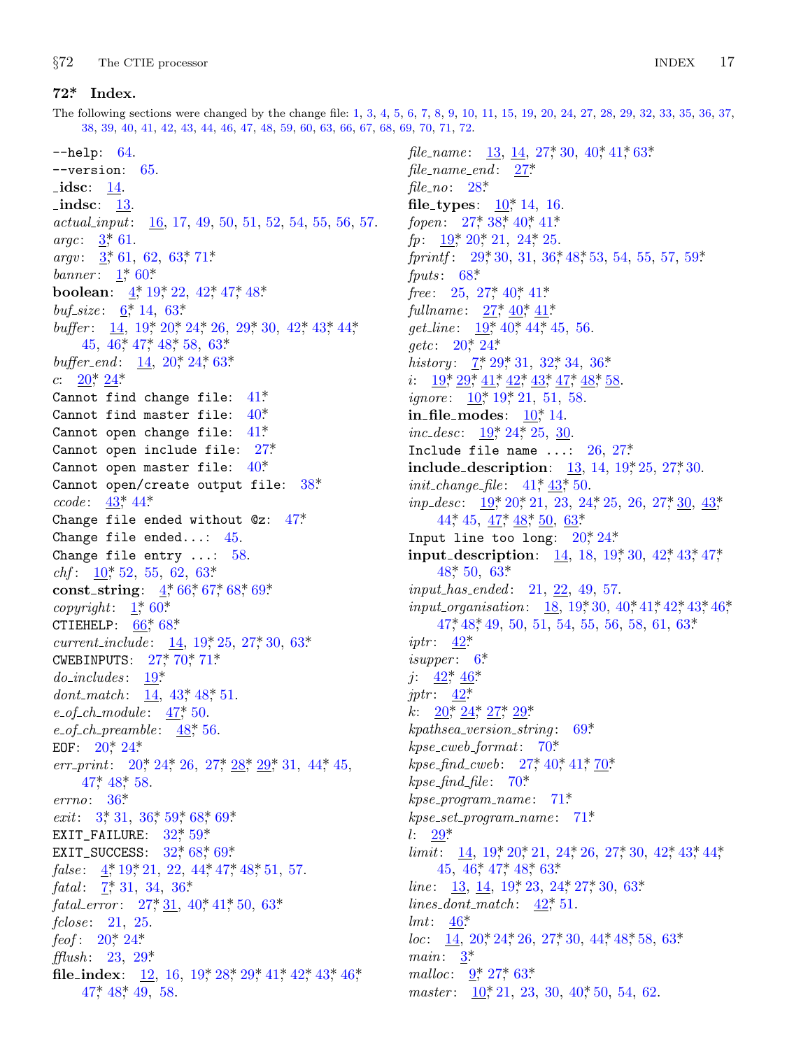## 72* Index.

The following sections were changed by the change file: 1, 3, 4, 5, 6, 7, 8, 9, 10, 11, 15, 19, 20, 24, 27, 28, 29, 32, 33, 35, 36, 37, 38, 39, 40, 41, 42, 43, 44, 46, 47, 48, 59, 60, 63, 66, 67, 68, 69, 70, 71, 72.

`--help`: 64.
`--version`: 65.
**_idsc**: 14.
**_indsc**: 13.
*actual_input*: 16, 17, 49, 50, 51, 52, 54, 55, 56, 57.
*argc*: 3*, 61.
*argv*: 3*, 61, 62, 63*, 71*
*banner*: 1*, 60*
**boolean**: 4*, 19*, 22, 42*, 47*, 48*
*buf_size*: 6*, 14, 63*
*buffer*: 14, 19*, 20*, 24*, 26, 29*, 30, 42*, 43*, 44*, 45, 46*, 47*, 48*, 58, 63*
*buffer_end*: 14, 20*, 24*, 63*
*c*: 20*, 24*
`Cannot find change file`: 41*
`Cannot find master file`: 40*
`Cannot open change file`: 41*
`Cannot open include file`: 27*
`Cannot open master file`: 40*
`Cannot open/create output file`: 38*
*ccode*: 43*, 44*
`Change file ended without @z`: 47*
`Change file ended...`: 45.
`Change file entry ...`: 58.
*chf*: 10*, 52, 55, 62, 63*
**const_string**: 4*, 66*, 67*, 68*, 69*
*copyright*: 1*, 60*
`CTIEHELP`: 66*, 68*
*current_include*: 14, 19*, 25, 27*, 30, 63*
`CWEBINPUTS`: 27*, 70*, 71*
*do_includes*: 19*
*dont_match*: 14, 43*, 48*, 51.
*e_of_ch_module*: 47*, 50.
*e_of_ch_preamble*: 48*, 56.
`EOF`: 20*, 24*
*err_print*: 20*, 24*, 26, 27*, 28*, 29*, 31, 44*, 45, 47*, 48*, 58.
*errno*: 36*
*exit*: 3*, 31, 36*, 59*, 68*, 69*
`EXIT_FAILURE`: 32*, 59*
`EXIT_SUCCESS`: 32*, 68*, 69*
*false*: 4*, 19*, 21, 22, 44*, 47*, 48*, 51, 57.
*fatal*: 7*, 31, 34, 36*
*fatal_error*: 27*, 31, 40*, 41*, 50, 63*
*fclose*: 21, 25.
*feof*: 20*, 24*
*fflush*: 23, 29*
**file_index**: 12, 16, 19*, 28*, 29*, 41*, 42*, 43*, 46*, 47*, 48*, 49, 58.
*file_name*: 13, 14, 27*, 30, 40*, 41*, 63*
*file_name_end*: 27*
*file_no*: 28*
**file_types**: 10*, 14, 16.
*fopen*: 27*, 38*, 40*, 41*
*fp*: 19*, 20*, 21, 24*, 25.
*fprintf*: 29*, 30, 31, 36*, 48*, 53, 54, 55, 57, 59*
*fputs*: 68*
*free*: 25, 27*, 40*, 41*
*fullname*: 27*, 40*, 41*
*get_line*: 19*, 40*, 44*, 45, 56.
*getc*: 20*, 24*
*history*: 7*, 29*, 31, 32*, 34, 36*
*i*: 19*, 29*, 41*, 42*, 43*, 47*, 48*, 58.
*ignore*: 10*, 19*, 21, 51, 58.
**in_file_modes**: 10*, 14.
*inc_desc*: 19*, 24*, 25, 30.
`Include file name ...`: 26, 27*
**include_description**: 13, 14, 19*, 25, 27*, 30.
*init_change_file*: 41*, 43*, 50.
*inp_desc*: 19*, 20*, 21, 23, 24*, 25, 26, 27*, 30, 43*, 44*, 45, 47*, 48*, 50, 63*
`Input line too long`: 20*, 24*
**input_description**: 14, 18, 19*, 30, 42*, 43*, 47*, 48*, 50, 63*
*input_has_ended*: 21, 22, 49, 57.
*input_organisation*: 18, 19*, 30, 40*, 41*, 42*, 43*, 46*, 47*, 48*, 49, 50, 51, 54, 55, 56, 58, 61, 63*
*iptr*: 42*
*isupper*: 6*
*j*: 42*, 46*
*jptr*: 42*
*k*: 20*, 24*, 27*, 29*
*kpathsea_version_string*: 69*
*kpse_cweb_format*: 70*
*kpse_find_cweb*: 27*, 40*, 41*, 70*
*kpse_find_file*: 70*
*kpse_program_name*: 71*
*kpse_set_program_name*: 71*
*l*: 29*
*limit*: 14, 19*, 20*, 21, 24*, 26, 27*, 30, 42*, 43*, 44*, 45, 46*, 47*, 48*, 63*
*line*: 13, 14, 19*, 23, 24*, 27*, 30, 63*
*lines_dont_match*: 42*, 51.
*lmt*: 46*
*loc*: 14, 20*, 24*, 26, 27*, 30, 44*, 48*, 58, 63*
*main*: 3*
*malloc*: 9*, 27*, 63*
*master*: 10*, 21, 23, 30, 40*, 50, 54, 62.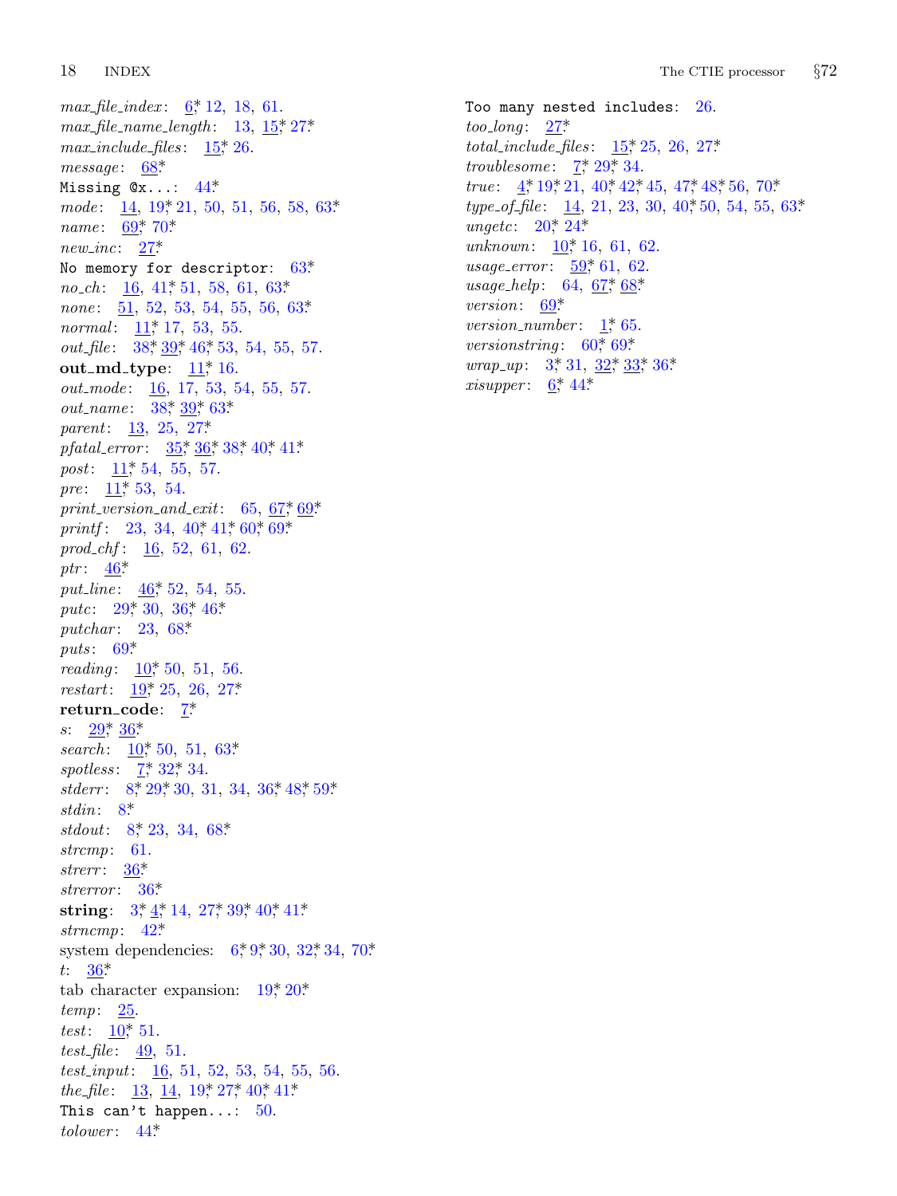*max_file_index*: 6*, 12, 18, 61.
*max_file_name_length*: 13, 15*, 27*.
*max_include_files*: 15*, 26.
*message*: 68*.
`Missing @x...`: 44*.
*mode*: 14, 19*, 21, 50, 51, 56, 58, 63*.
*name*: 69*, 70*.
*new_inc*: 27*.
`No memory for descriptor`: 63*.
*no_ch*: 16, 41*, 51, 58, 61, 63*.
*none*: 51, 52, 53, 54, 55, 56, 63*.
*normal*: 11*, 17, 53, 55.
*out_file*: 38*, 39*, 46*, 53, 54, 55, 57.
**out_md_type**: 11*, 16.
*out_mode*: 16, 17, 53, 54, 55, 57.
*out_name*: 38*, 39*, 63*.
*parent*: 13, 25, 27*.
*pfatal_error*: 35*, 36*, 38*, 40*, 41*.
*post*: 11*, 54, 55, 57.
*pre*: 11*, 53, 54.
*print_version_and_exit*: 65, 67*, 69*.
*printf*: 23, 34, 40*, 41*, 60*, 69*.
*prod_chf*: 16, 52, 61, 62.
*ptr*: 46*.
*put_line*: 46*, 52, 54, 55.
*putc*: 29*, 30, 36*, 46*.
*putchar*: 23, 68*.
*puts*: 69*.
*reading*: 10*, 50, 51, 56.
*restart*: 19*, 25, 26, 27*.
**return_code**: 7*.
*s*: 29*, 36*.
*search*: 10*, 50, 51, 63*.
*spotless*: 7*, 32*, 34.
*stderr*: 8*, 29*, 30, 31, 34, 36*, 48*, 59*.
*stdin*: 8*.
*stdout*: 8*, 23, 34, 68*.
*strcmp*: 61.
*strerr*: 36*.
*strerror*: 36*.
**string**: 3*, 4*, 14, 27*, 39*, 40*, 41*.
*strncmp*: 42*.
system dependencies: 6*, 9*, 30, 32*, 34, 70*.
*t*: 36*.
tab character expansion: 19*, 20*.
*temp*: 25.
*test*: 10*, 51.
*test_file*: 49, 51.
*test_input*: 16, 51, 52, 53, 54, 55, 56.
*the_file*: 13, 14, 19*, 27*, 40*, 41*.
`This can't happen...`: 50.
*tolower*: 44*.
`Too many nested includes`: 26.
*too_long*: 27*.
*total_include_files*: 15*, 25, 26, 27*.
*troublesome*: 7*, 29*, 34.
*true*: 4*, 19*, 21, 40*, 42*, 45, 47*, 48*, 56, 70*.
*type_of_file*: 14, 21, 23, 30, 40*, 50, 54, 55, 63*.
*ungetc*: 20*, 24*.
*unknown*: 10*, 16, 61, 62.
*usage_error*: 59*, 61, 62.
*usage_help*: 64, 67*, 68*.
*version*: 69*.
*version_number*: 1*, 65.
*versionstring*: 60*, 69*.
*wrap_up*: 3*, 31, 32*, 33*, 36*.
*xisupper*: 6*, 44*.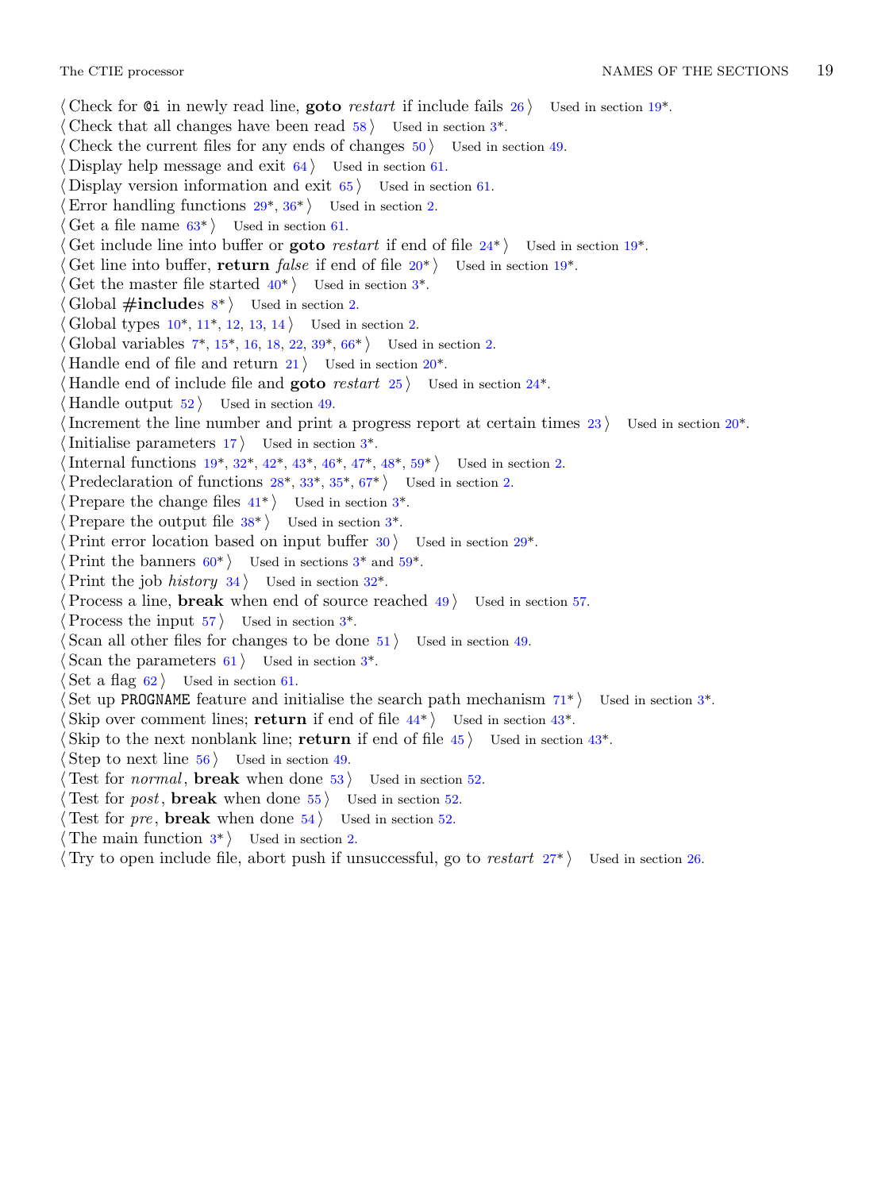⟨ Check for @i in newly read line, **goto** *restart* if include fails 26 ⟩ Used in section 19*.
⟨ Check that all changes have been read 58 ⟩ Used in section 3*.
⟨ Check the current files for any ends of changes 50 ⟩ Used in section 49.
⟨ Display help message and exit 64 ⟩ Used in section 61.
⟨ Display version information and exit 65 ⟩ Used in section 61.
⟨ Error handling functions 29*, 36* ⟩ Used in section 2.
⟨ Get a file name 63* ⟩ Used in section 61.
⟨ Get include line into buffer or **goto** *restart* if end of file 24* ⟩ Used in section 19*.
⟨ Get line into buffer, **return** *false* if end of file 20* ⟩ Used in section 19*.
⟨ Get the master file started 40* ⟩ Used in section 3*.
⟨ Global **#includes** 8* ⟩ Used in section 2.
⟨ Global types 10*, 11*, 12, 13, 14 ⟩ Used in section 2.
⟨ Global variables 7*, 15*, 16, 18, 22, 39*, 66* ⟩ Used in section 2.
⟨ Handle end of file and return 21 ⟩ Used in section 20*.
⟨ Handle end of include file and **goto** *restart* 25 ⟩ Used in section 24*.
⟨ Handle output 52 ⟩ Used in section 49.
⟨ Increment the line number and print a progress report at certain times 23 ⟩ Used in section 20*.
⟨ Initialise parameters 17 ⟩ Used in section 3*.
⟨ Internal functions 19*, 32*, 42*, 43*, 46*, 47*, 48*, 59* ⟩ Used in section 2.
⟨ Predeclaration of functions 28*, 33*, 35*, 67* ⟩ Used in section 2.
⟨ Prepare the change files 41* ⟩ Used in section 3*.
⟨ Prepare the output file 38* ⟩ Used in section 3*.
⟨ Print error location based on input buffer 30 ⟩ Used in section 29*.
⟨ Print the banners 60* ⟩ Used in sections 3* and 59*.
⟨ Print the job *history* 34 ⟩ Used in section 32*.
⟨ Process a line, **break** when end of source reached 49 ⟩ Used in section 57.
⟨ Process the input 57 ⟩ Used in section 3*.
⟨ Scan all other files for changes to be done 51 ⟩ Used in section 49.
⟨ Scan the parameters 61 ⟩ Used in section 3*.
⟨ Set a flag 62 ⟩ Used in section 61.
⟨ Set up PROGNAME feature and initialise the search path mechanism 71* ⟩ Used in section 3*.
⟨ Skip over comment lines; **return** if end of file 44* ⟩ Used in section 43*.
⟨ Skip to the next nonblank line; **return** if end of file 45 ⟩ Used in section 43*.
⟨ Step to next line 56 ⟩ Used in section 49.
⟨ Test for *normal*, **break** when done 53 ⟩ Used in section 52.
⟨ Test for *post*, **break** when done 55 ⟩ Used in section 52.
⟨ Test for *pre*, **break** when done 54 ⟩ Used in section 52.
⟨ The main function 3* ⟩ Used in section 2.
⟨ Try to open include file, abort push if unsuccessful, go to *restart* 27* ⟩ Used in section 26.